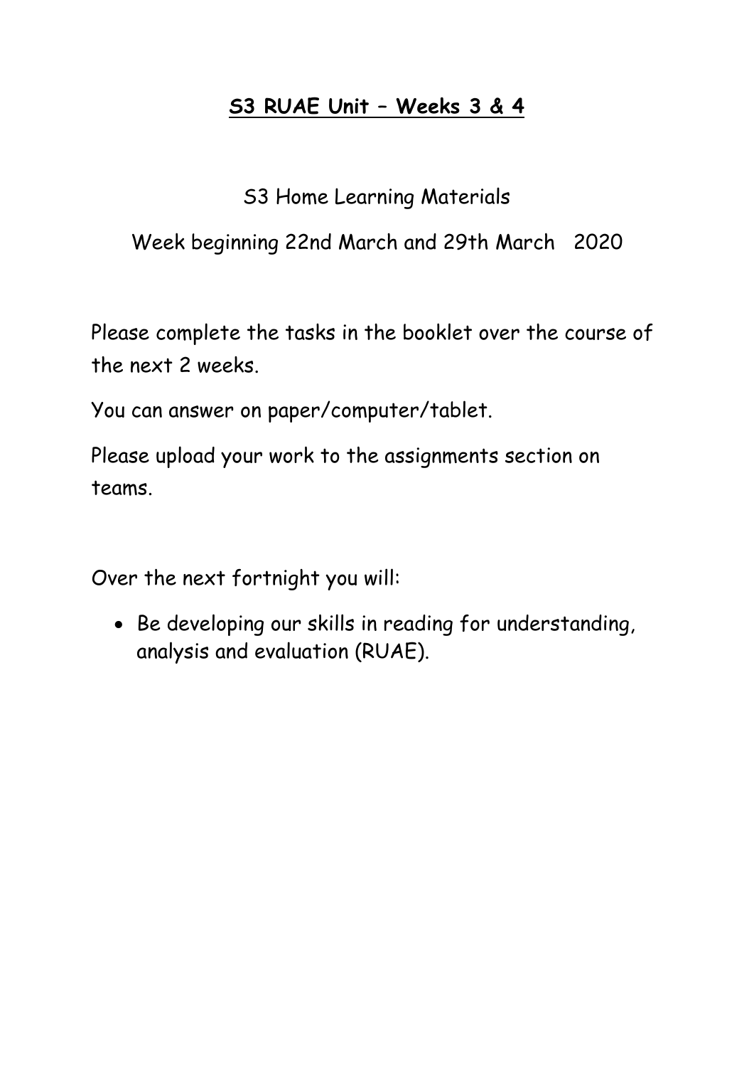# **S3 RUAE Unit – Weeks 3 & 4**

S3 Home Learning Materials

Week beginning 22nd March and 29th March 2020

Please complete the tasks in the booklet over the course of the next 2 weeks.

You can answer on paper/computer/tablet.

Please upload your work to the assignments section on teams.

Over the next fortnight you will:

- Be developing our skills in reading for understanding, analysis and evaluation (RUAE).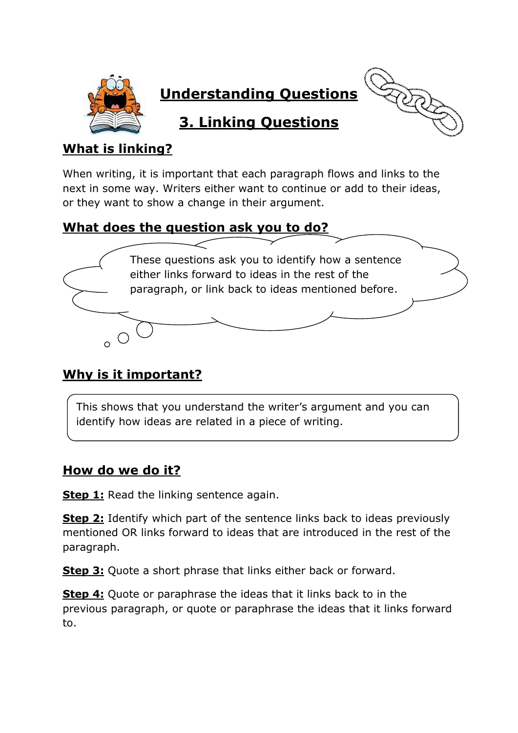# Understanding Questions

## 3. Linking Questions

### What is linking?

When writing, it is important that each paragraph flows and links to the next in some way. Writers either want to continue or add to their ideas, or they want to show a change in their argument.

### What does the question ask you to do?

These questions ask you to identify how a sentence either links forward to ideas in the rest of the paragraph, or link back to ideas mentioned before.

### Why is it important?

This shows that you understand the writer's argument and you can identify how ideas are related in a piece of writing.

### How do we do it?

**Step 1:** Read the linking sentence again.

**Step 2:** Identify which part of the sentence links back to ideas previously mentioned OR links forward to ideas that are introduced in the rest of the paragraph.

**Step 3:** Quote a short phrase that links either back or forward.

**Step 4:** Quote or paraphrase the ideas that it links back to in the previous paragraph, or quote or paraphrase the ideas that it links forward to.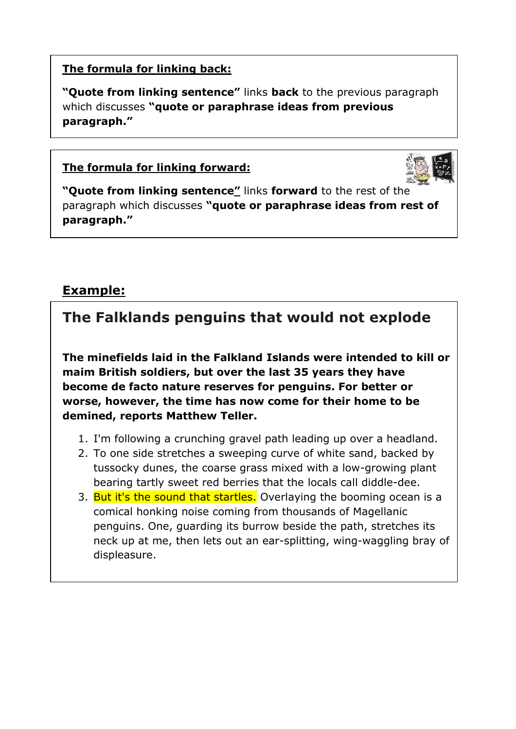**The formula for linking back:**

**"Quote from linking sentence"** links **back** to the previous paragraph which discusses **"quote or paraphrase ideas from previous paragraph."**

**The formula for linking forward:**

**"Quote from linking sentence"** links **forward** to the rest of the paragraph which discusses **"quote or paraphrase ideas from rest of paragraph."**

## Example:

## The Falklands penguins that would not explode

**The minefields laid in the Falkland Islands were intended to kill or maim British soldiers, but over the last 35 years they have become de facto nature reserves for penguins. For better or worse, however, the time has now come for their home to be demined, reports Matthew Teller.**

1. I'm following a crunching gravel path leading up over a headland.
2. To one side stretches a sweeping curve of white sand, backed by tussocky dunes, the coarse grass mixed with a low-growing plant bearing tartly sweet red berries that the locals call diddle-dee.
3. But it's the sound that startles. Overlaying the booming ocean is a comical honking noise coming from thousands of Magellanic penguins. One, guarding its burrow beside the path, stretches its neck up at me, then lets out an ear-splitting, wing-waggling bray of displeasure.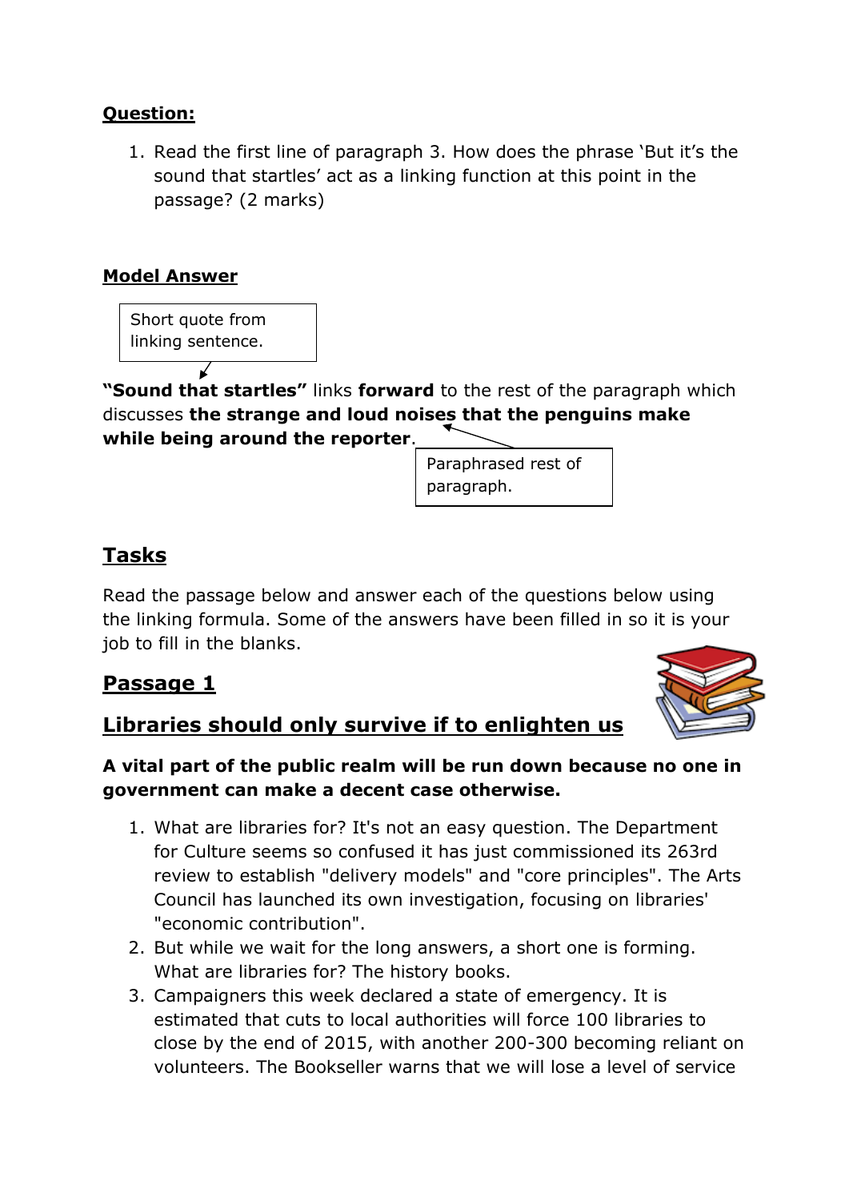**Question:**

1. Read the first line of paragraph 3. How does the phrase 'But it's the sound that startles' act as a linking function at this point in the passage? (2 marks)

**Model Answer**

Short quote from linking sentence.

**"Sound that startles"** links **forward** to the rest of the paragraph which discusses **the strange and loud noises that the penguins make while being around the reporter**.

Paraphrased rest of paragraph.

## Tasks

Read the passage below and answer each of the questions below using the linking formula. Some of the answers have been filled in so it is your job to fill in the blanks.

## Passage 1

## Libraries should only survive if to enlighten us

**A vital part of the public realm will be run down because no one in government can make a decent case otherwise.**

1. What are libraries for? It's not an easy question. The Department for Culture seems so confused it has just commissioned its 263rd review to establish "delivery models" and "core principles". The Arts Council has launched its own investigation, focusing on libraries' "economic contribution".
2. But while we wait for the long answers, a short one is forming. What are libraries for? The history books.
3. Campaigners this week declared a state of emergency. It is estimated that cuts to local authorities will force 100 libraries to close by the end of 2015, with another 200-300 becoming reliant on volunteers. The Bookseller warns that we will lose a level of service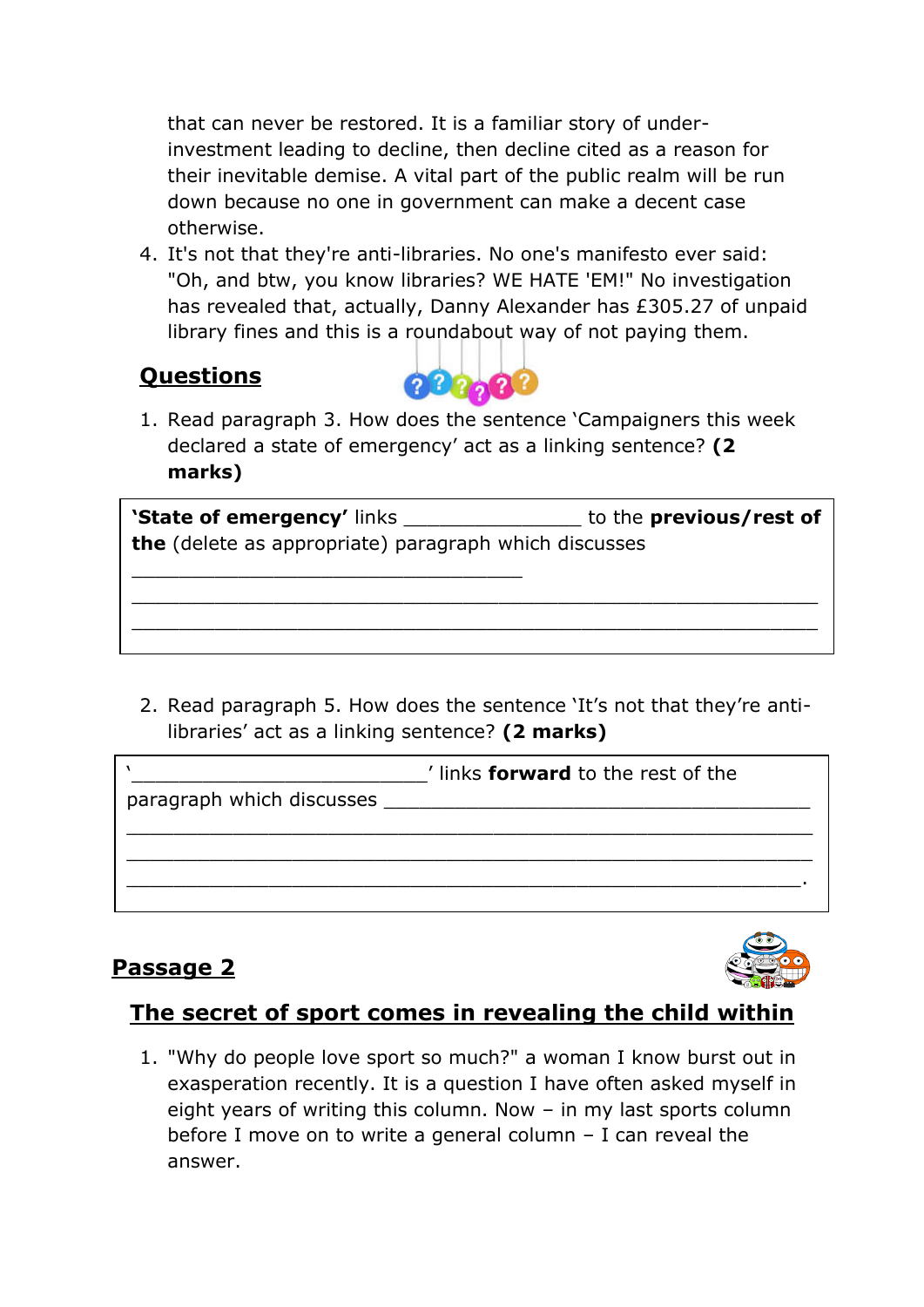that can never be restored. It is a familiar story of under-investment leading to decline, then decline cited as a reason for their inevitable demise. A vital part of the public realm will be run down because no one in government can make a decent case otherwise.

4. It's not that they're anti-libraries. No one's manifesto ever said: "Oh, and btw, you know libraries? WE HATE 'EM!" No investigation has revealed that, actually, Danny Alexander has £305.27 of unpaid library fines and this is a roundabout way of not paying them.

## Questions

1. Read paragraph 3. How does the sentence 'Campaigners this week declared a state of emergency' act as a linking sentence? **(2 marks)**

> **'State of emergency'** links _______________ to the **previous/rest of the** (delete as appropriate) paragraph which discusses
> _________________________________
> ______________________________________________________________
> ______________________________________________________________

2. Read paragraph 5. How does the sentence 'It's not that they're anti-libraries' act as a linking sentence? **(2 marks)**

> '_________________________' links **forward** to the rest of the paragraph which discusses ____________________________________
> ______________________________________________________________
> ______________________________________________________________
> ______________________________________________________________.

## Passage 2

### The secret of sport comes in revealing the child within

1. "Why do people love sport so much?" a woman I know burst out in exasperation recently. It is a question I have often asked myself in eight years of writing this column. Now – in my last sports column before I move on to write a general column – I can reveal the answer.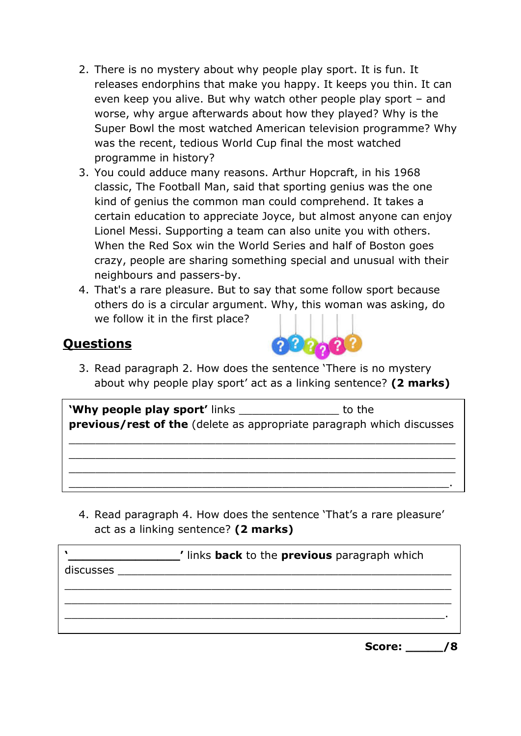2. There is no mystery about why people play sport. It is fun. It releases endorphins that make you happy. It keeps you thin. It can even keep you alive. But why watch other people play sport – and worse, why argue afterwards about how they played? Why is the Super Bowl the most watched American television programme? Why was the recent, tedious World Cup final the most watched programme in history?
3. You could adduce many reasons. Arthur Hopcraft, in his 1968 classic, The Football Man, said that sporting genius was the one kind of genius the common man could comprehend. It takes a certain education to appreciate Joyce, but almost anyone can enjoy Lionel Messi. Supporting a team can also unite you with others. When the Red Sox win the World Series and half of Boston goes crazy, people are sharing something special and unusual with their neighbours and passers-by.
4. That's a rare pleasure. But to say that some follow sport because others do is a circular argument. Why, this woman was asking, do we follow it in the first place?

## Questions

3. Read paragraph 2. How does the sentence 'There is no mystery about why people play sport' act as a linking sentence? **(2 marks)**

| **'Why people play sport'** links _______________ to the **previous/rest of the** (delete as appropriate paragraph which discusses ______________________________________________________________ ______________________________________________________________ ______________________________________________________________ ______________________________________________________________. |
|---|

4. Read paragraph 4. How does the sentence 'That's a rare pleasure' act as a linking sentence? **(2 marks)**

| **'_______________'** links **back** to the **previous** paragraph which discusses _____________________________________________________ ______________________________________________________________ ______________________________________________________________ ______________________________________________________________. |
|---|

**Score: _____/8**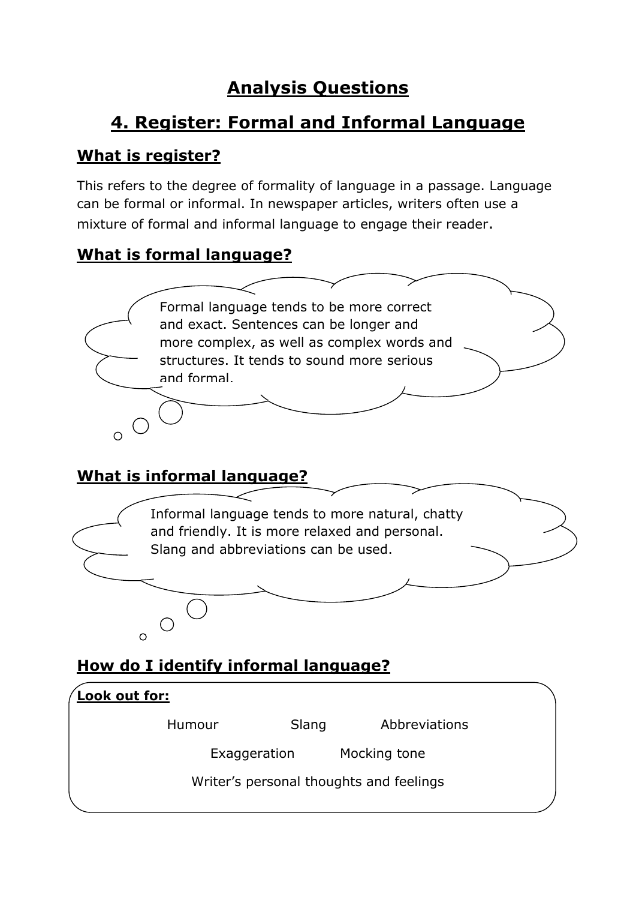# Analysis Questions

## 4. Register: Formal and Informal Language

### What is register?

This refers to the degree of formality of language in a passage. Language can be formal or informal. In newspaper articles, writers often use a mixture of formal and informal language to engage their reader.

### What is formal language?

Formal language tends to be more correct and exact. Sentences can be longer and more complex, as well as complex words and structures. It tends to sound more serious and formal.

### What is informal language?

Informal language tends to more natural, chatty and friendly. It is more relaxed and personal. Slang and abbreviations can be used.

### How do I identify informal language?

**Look out for:**

- Humour
- Slang
- Abbreviations
- Exaggeration
- Mocking tone
- Writer's personal thoughts and feelings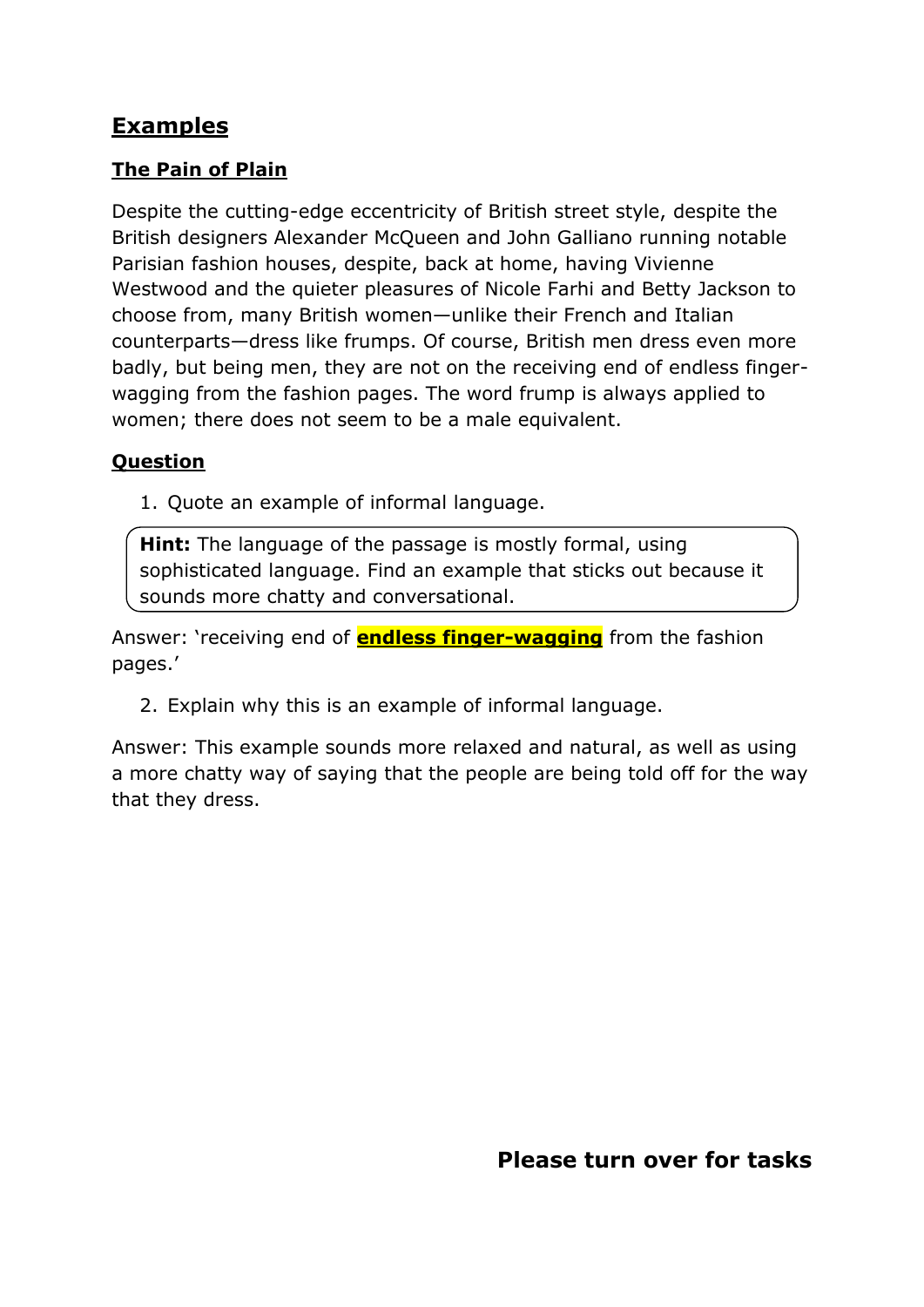## Examples

### The Pain of Plain

Despite the cutting-edge eccentricity of British street style, despite the British designers Alexander McQueen and John Galliano running notable Parisian fashion houses, despite, back at home, having Vivienne Westwood and the quieter pleasures of Nicole Farhi and Betty Jackson to choose from, many British women—unlike their French and Italian counterparts—dress like frumps. Of course, British men dress even more badly, but being men, they are not on the receiving end of endless finger-wagging from the fashion pages. The word frump is always applied to women; there does not seem to be a male equivalent.

### Question

1. Quote an example of informal language.

> **Hint:** The language of the passage is mostly formal, using sophisticated language. Find an example that sticks out because it sounds more chatty and conversational.

Answer: 'receiving end of **endless finger-wagging** from the fashion pages.'

2. Explain why this is an example of informal language.

Answer: This example sounds more relaxed and natural, as well as using a more chatty way of saying that the people are being told off for the way that they dress.

**Please turn over for tasks**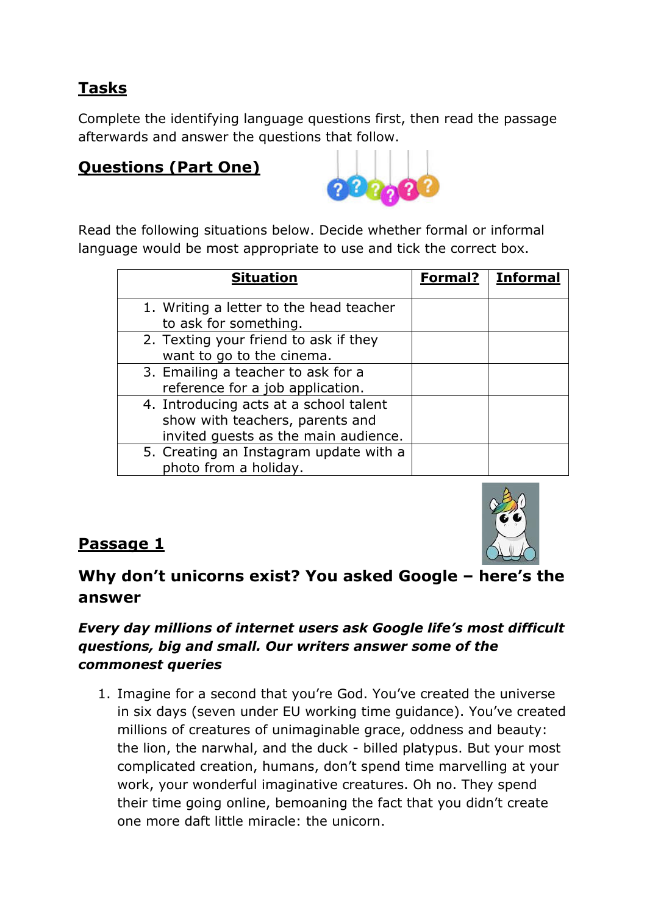## Tasks

Complete the identifying language questions first, then read the passage afterwards and answer the questions that follow.

## Questions (Part One)

Read the following situations below. Decide whether formal or informal language would be most appropriate to use and tick the correct box.

| Situation | Formal? | Informal |
|---|---|---|
| 1. Writing a letter to the head teacher to ask for something. | | |
| 2. Texting your friend to ask if they want to go to the cinema. | | |
| 3. Emailing a teacher to ask for a reference for a job application. | | |
| 4. Introducing acts at a school talent show with teachers, parents and invited guests as the main audience. | | |
| 5. Creating an Instagram update with a photo from a holiday. | | |

## Passage 1

### Why don't unicorns exist? You asked Google – here's the answer

***Every day millions of internet users ask Google life's most difficult questions, big and small. Our writers answer some of the commonest queries***

1. Imagine for a second that you're God. You've created the universe in six days (seven under EU working time guidance). You've created millions of creatures of unimaginable grace, oddness and beauty: the lion, the narwhal, and the duck - billed platypus. But your most complicated creation, humans, don't spend time marvelling at your work, your wonderful imaginative creatures. Oh no. They spend their time going online, bemoaning the fact that you didn't create one more daft little miracle: the unicorn.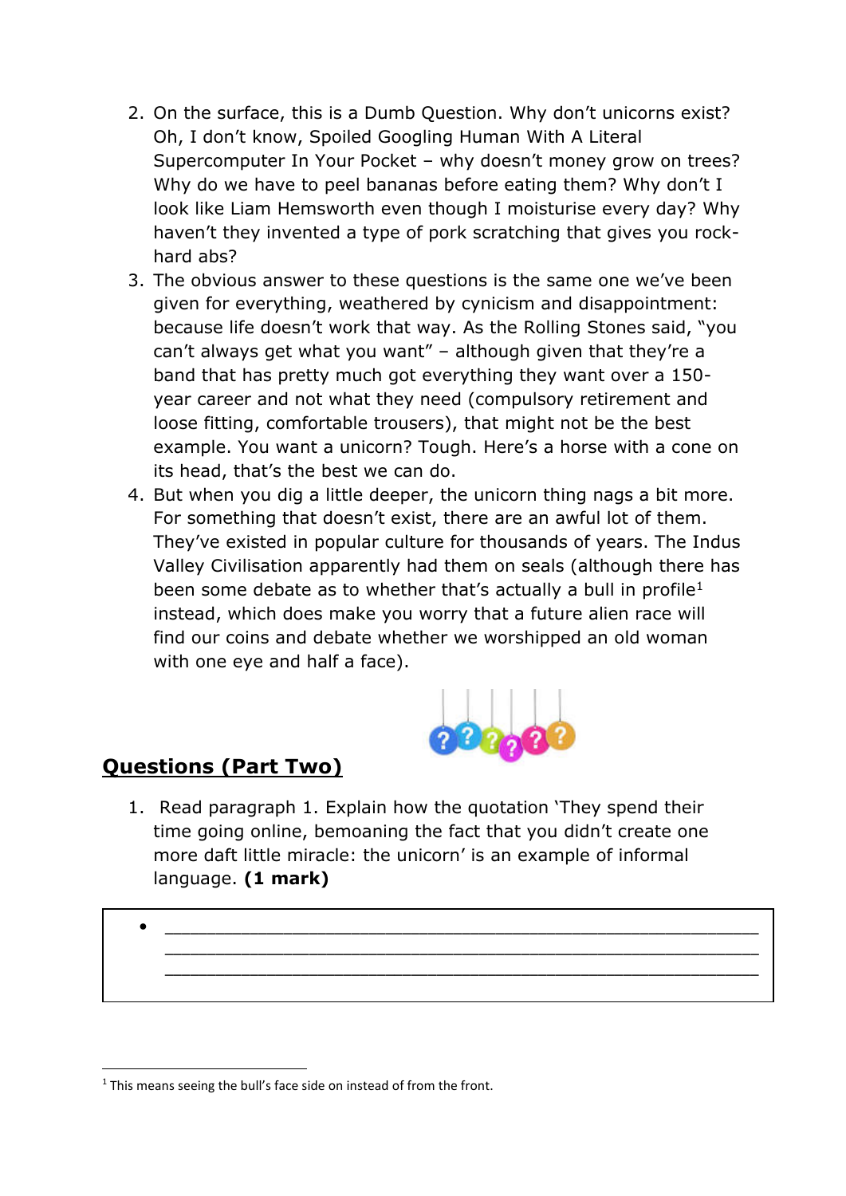2. On the surface, this is a Dumb Question. Why don't unicorns exist? Oh, I don't know, Spoiled Googling Human With A Literal Supercomputer In Your Pocket – why doesn't money grow on trees? Why do we have to peel bananas before eating them? Why don't I look like Liam Hemsworth even though I moisturise every day? Why haven't they invented a type of pork scratching that gives you rock-hard abs?
3. The obvious answer to these questions is the same one we've been given for everything, weathered by cynicism and disappointment: because life doesn't work that way. As the Rolling Stones said, "you can't always get what you want" – although given that they're a band that has pretty much got everything they want over a 150-year career and not what they need (compulsory retirement and loose fitting, comfortable trousers), that might not be the best example. You want a unicorn? Tough. Here's a horse with a cone on its head, that's the best we can do.
4. But when you dig a little deeper, the unicorn thing nags a bit more. For something that doesn't exist, there are an awful lot of them. They've existed in popular culture for thousands of years. The Indus Valley Civilisation apparently had them on seals (although there has been some debate as to whether that's actually a bull in profile[1] instead, which does make you worry that a future alien race will find our coins and debate whether we worshipped an old woman with one eye and half a face).

## Questions (Part Two)

1. Read paragraph 1. Explain how the quotation 'They spend their time going online, bemoaning the fact that you didn't create one more daft little miracle: the unicorn' is an example of informal language. **(1 mark)**

- ______________________________________________________________________
______________________________________________________________________
______________________________________________________________________

---

[1] This means seeing the bull's face side on instead of from the front.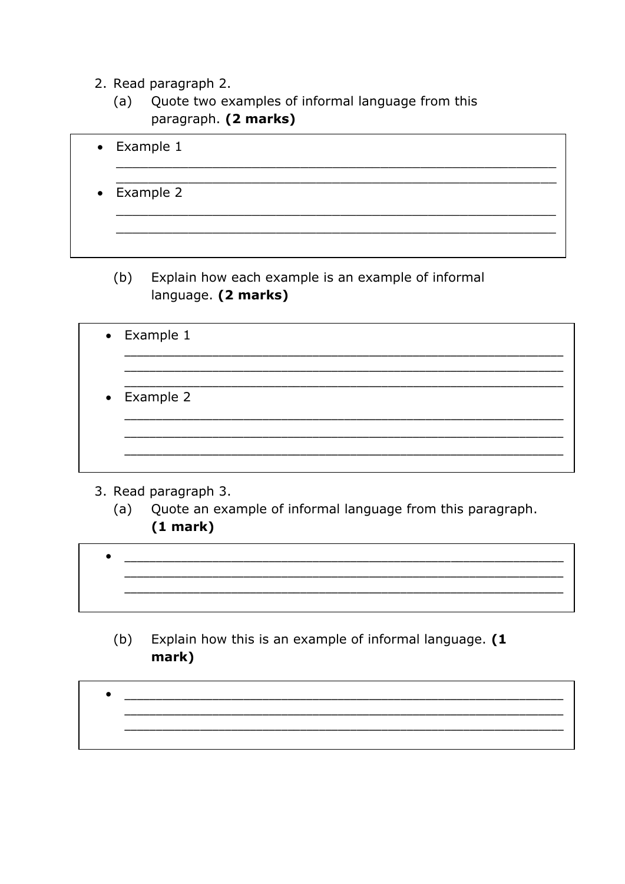2. Read paragraph 2.
   (a) Quote two examples of informal language from this paragraph. **(2 marks)**

- Example 1
  ______________________________________________________
  ______________________________________________________
- Example 2
  ______________________________________________________
  ______________________________________________________

   (b) Explain how each example is an example of informal language. **(2 marks)**

- Example 1
  ______________________________________________________
  ______________________________________________________
  ______________________________________________________
- Example 2
  ______________________________________________________
  ______________________________________________________
  ______________________________________________________

3. Read paragraph 3.
   (a) Quote an example of informal language from this paragraph. **(1 mark)**

- ______________________________________________________
  ______________________________________________________
  ______________________________________________________

   (b) Explain how this is an example of informal language. **(1 mark)**

- ______________________________________________________
  ______________________________________________________
  ______________________________________________________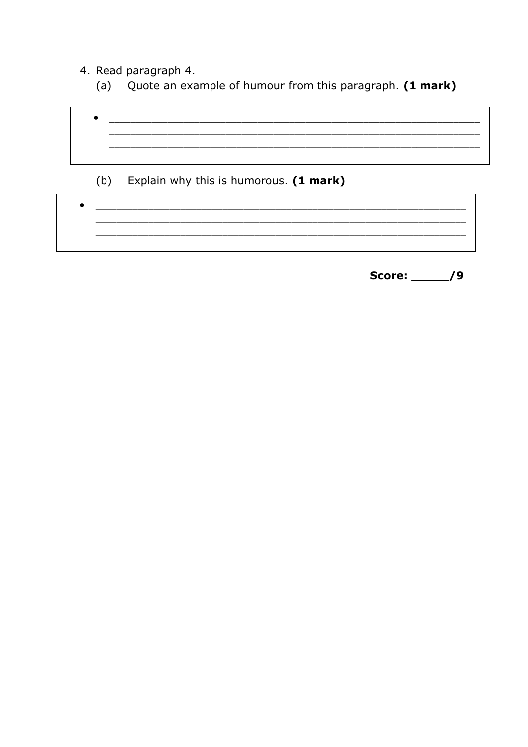4. Read paragraph 4.

   (a) Quote an example of humour from this paragraph. **(1 mark)**

- ____________________________________________________________
  ____________________________________________________________
  ____________________________________________________________

   (b) Explain why this is humorous. **(1 mark)**

- ____________________________________________________________
  ____________________________________________________________
  ____________________________________________________________

**Score: _____/9**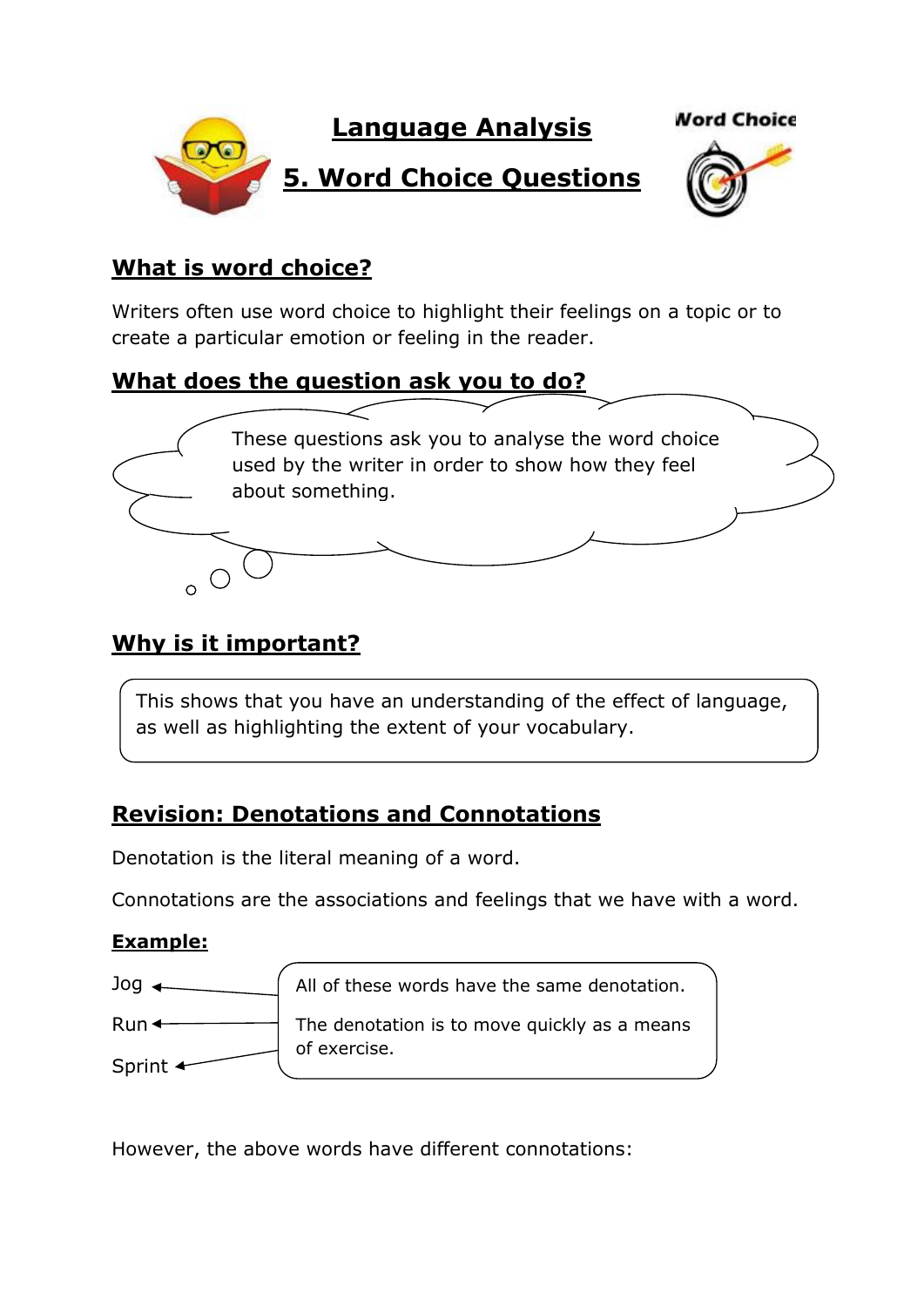# Language Analysis

# 5. Word Choice Questions

Word Choice

## What is word choice?

Writers often use word choice to highlight their feelings on a topic or to create a particular emotion or feeling in the reader.

## What does the question ask you to do?

These questions ask you to analyse the word choice used by the writer in order to show how they feel about something.

## Why is it important?

This shows that you have an understanding of the effect of language, as well as highlighting the extent of your vocabulary.

## Revision: Denotations and Connotations

Denotation is the literal meaning of a word.

Connotations are the associations and feelings that we have with a word.

**Example:**

Jog

Run

Sprint

All of these words have the same denotation.

The denotation is to move quickly as a means of exercise.

However, the above words have different connotations: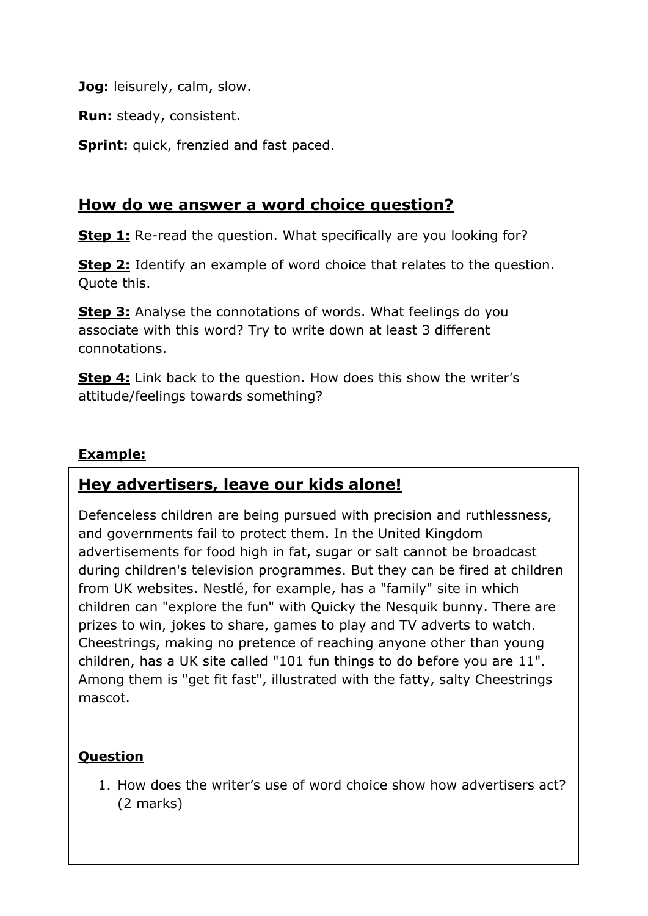**Jog:** leisurely, calm, slow.

**Run:** steady, consistent.

**Sprint:** quick, frenzied and fast paced.

## How do we answer a word choice question?

**Step 1:** Re-read the question. What specifically are you looking for?

**Step 2:** Identify an example of word choice that relates to the question. Quote this.

**Step 3:** Analyse the connotations of words. What feelings do you associate with this word? Try to write down at least 3 different connotations.

**Step 4:** Link back to the question. How does this show the writer's attitude/feelings towards something?

**Example:**

### Hey advertisers, leave our kids alone!

Defenceless children are being pursued with precision and ruthlessness, and governments fail to protect them. In the United Kingdom advertisements for food high in fat, sugar or salt cannot be broadcast during children's television programmes. But they can be fired at children from UK websites. Nestlé, for example, has a "family" site in which children can "explore the fun" with Quicky the Nesquik bunny. There are prizes to win, jokes to share, games to play and TV adverts to watch. Cheestrings, making no pretence of reaching anyone other than young children, has a UK site called "101 fun things to do before you are 11". Among them is "get fit fast", illustrated with the fatty, salty Cheestrings mascot.

**Question**

1. How does the writer's use of word choice show how advertisers act? (2 marks)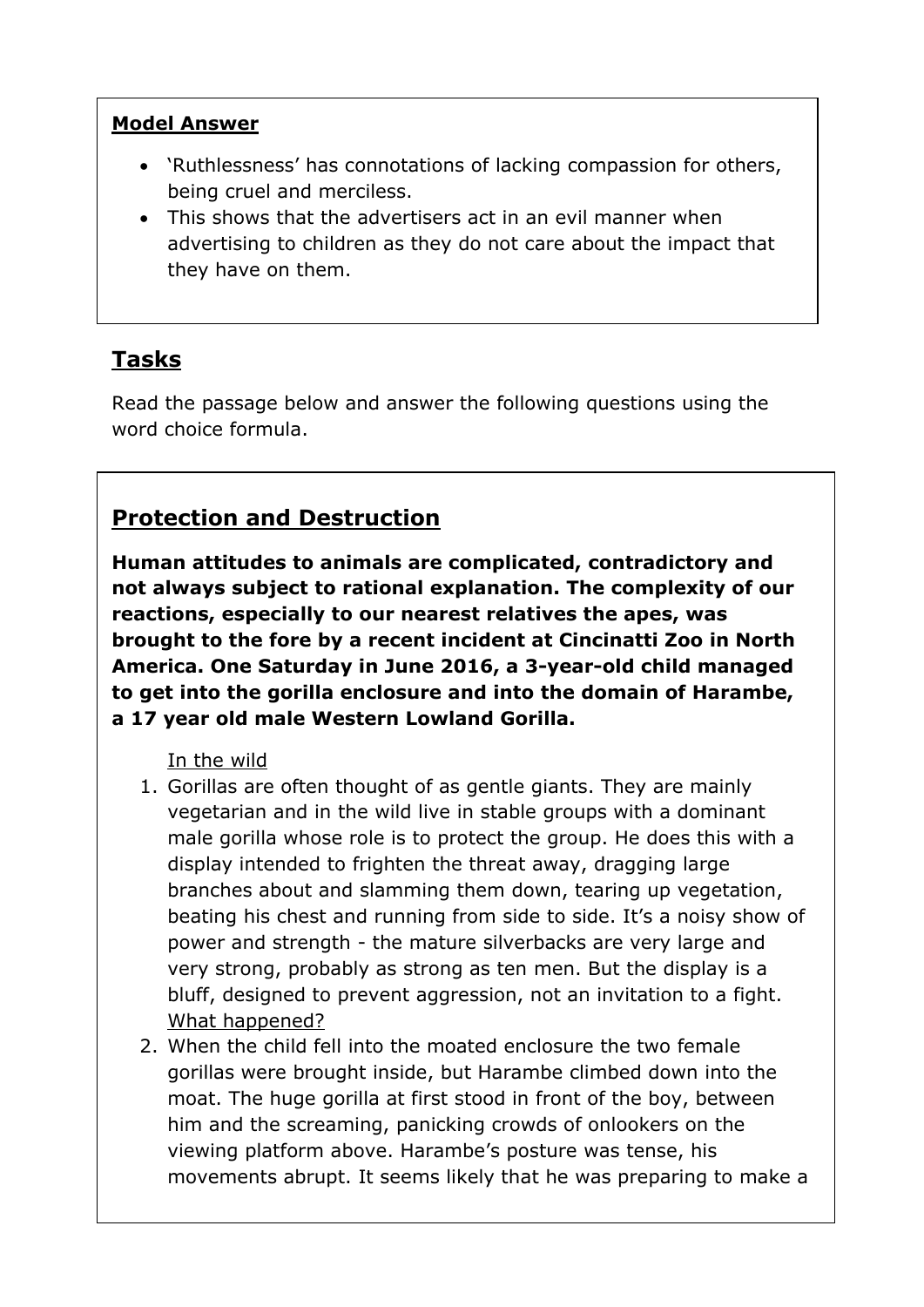**Model Answer**

- 'Ruthlessness' has connotations of lacking compassion for others, being cruel and merciless.
- This shows that the advertisers act in an evil manner when advertising to children as they do not care about the impact that they have on them.

## Tasks

Read the passage below and answer the following questions using the word choice formula.

## Protection and Destruction

**Human attitudes to animals are complicated, contradictory and not always subject to rational explanation. The complexity of our reactions, especially to our nearest relatives the apes, was brought to the fore by a recent incident at Cincinatti Zoo in North America. One Saturday in June 2016, a 3-year-old child managed to get into the gorilla enclosure and into the domain of Harambe, a 17 year old male Western Lowland Gorilla.**

In the wild

1. Gorillas are often thought of as gentle giants. They are mainly vegetarian and in the wild live in stable groups with a dominant male gorilla whose role is to protect the group. He does this with a display intended to frighten the threat away, dragging large branches about and slamming them down, tearing up vegetation, beating his chest and running from side to side. It's a noisy show of power and strength - the mature silverbacks are very large and very strong, probably as strong as ten men. But the display is a bluff, designed to prevent aggression, not an invitation to a fight.

What happened?

2. When the child fell into the moated enclosure the two female gorillas were brought inside, but Harambe climbed down into the moat. The huge gorilla at first stood in front of the boy, between him and the screaming, panicking crowds of onlookers on the viewing platform above. Harambe's posture was tense, his movements abrupt. It seems likely that he was preparing to make a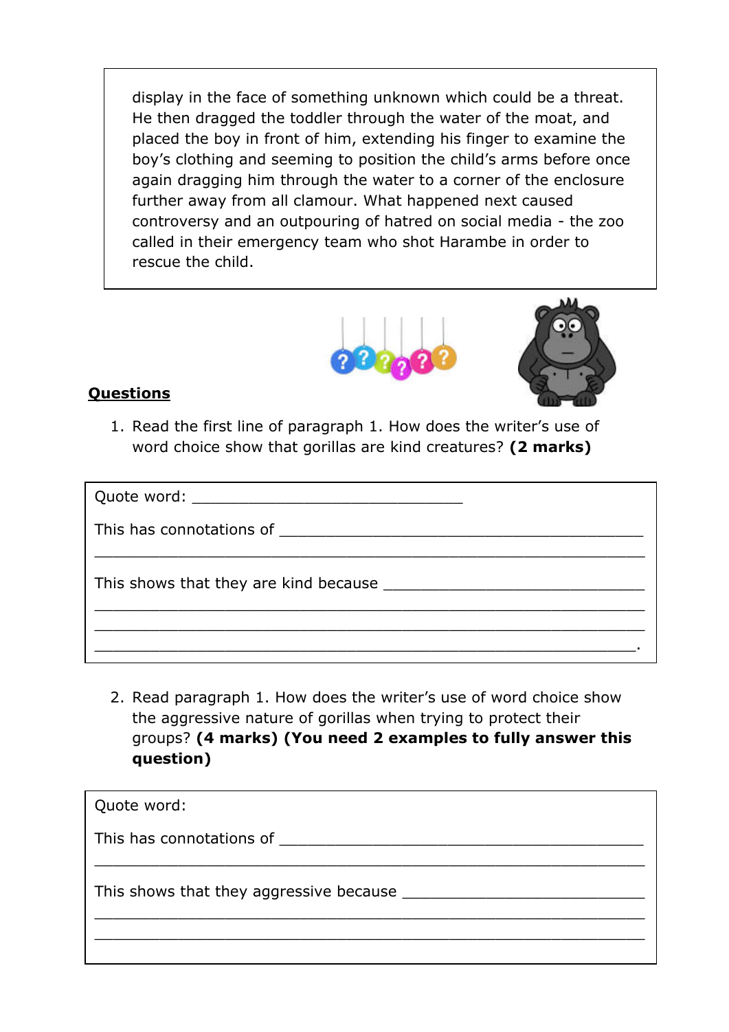display in the face of something unknown which could be a threat. He then dragged the toddler through the water of the moat, and placed the boy in front of him, extending his finger to examine the boy's clothing and seeming to position the child's arms before once again dragging him through the water to a corner of the enclosure further away from all clamour. What happened next caused controversy and an outpouring of hatred on social media - the zoo called in their emergency team who shot Harambe in order to rescue the child.

## Questions

1. Read the first line of paragraph 1. How does the writer's use of word choice show that gorillas are kind creatures? **(2 marks)**

Quote word: ______________________________

This has connotations of ________________________________________
______________________________________________________________

This shows that they are kind because ____________________________
______________________________________________________________
______________________________________________________________
______________________________________________________________.

2. Read paragraph 1. How does the writer's use of word choice show the aggressive nature of gorillas when trying to protect their groups? **(4 marks) (You need 2 examples to fully answer this question)**

Quote word:

This has connotations of ________________________________________
______________________________________________________________

This shows that they aggressive because ___________________________
______________________________________________________________
______________________________________________________________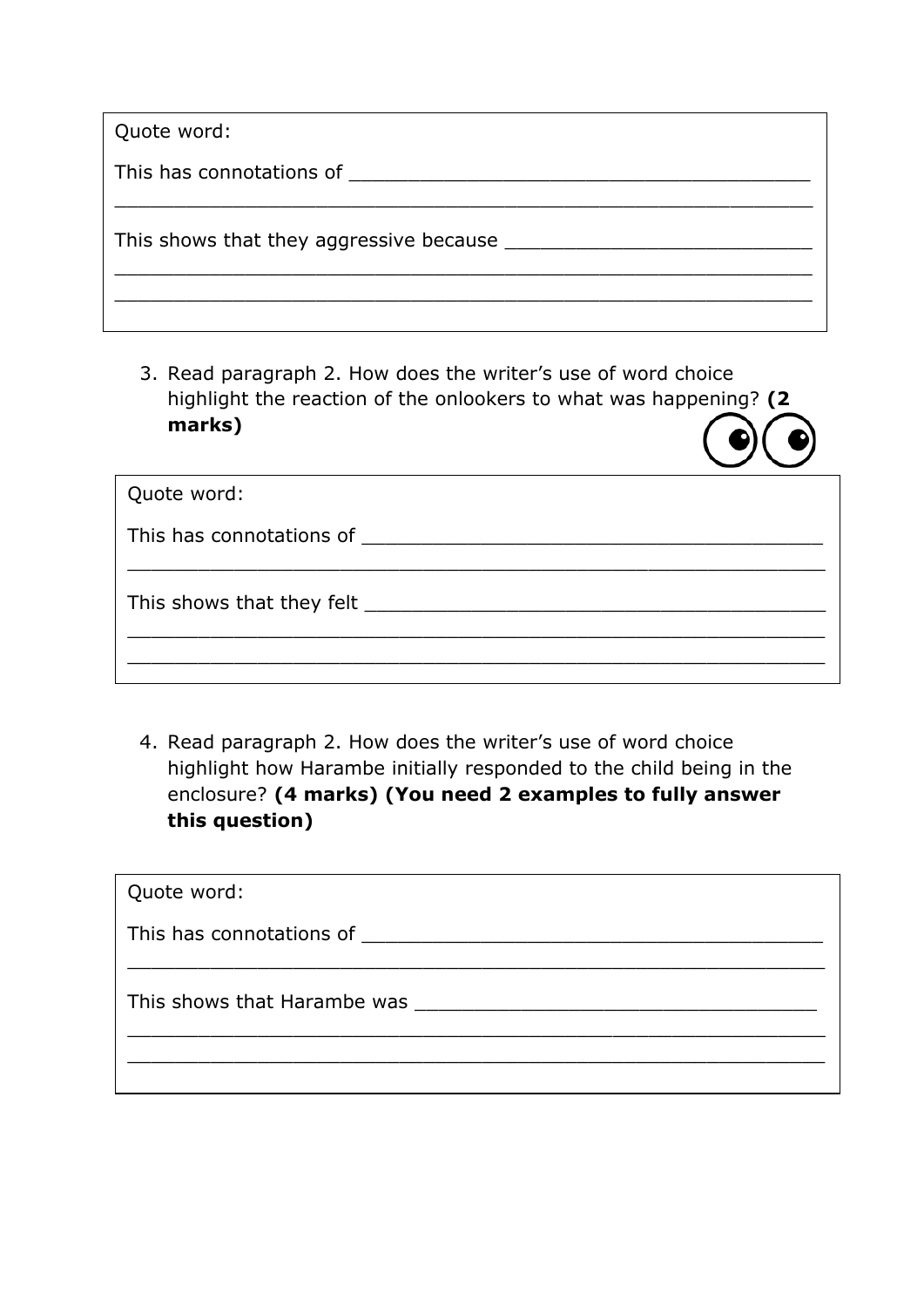Quote word:

This has connotations of ______________________________________

____________________________________________________________

This shows that they aggressive because __________________________

____________________________________________________________

____________________________________________________________

3. Read paragraph 2. How does the writer's use of word choice highlight the reaction of the onlookers to what was happening? **(2 marks)**

Quote word:

This has connotations of ______________________________________

____________________________________________________________

This shows that they felt ______________________________________

____________________________________________________________

____________________________________________________________

4. Read paragraph 2. How does the writer's use of word choice highlight how Harambe initially responded to the child being in the enclosure? **(4 marks) (You need 2 examples to fully answer this question)**

Quote word:

This has connotations of ______________________________________

____________________________________________________________

This shows that Harambe was _________________________________

____________________________________________________________

____________________________________________________________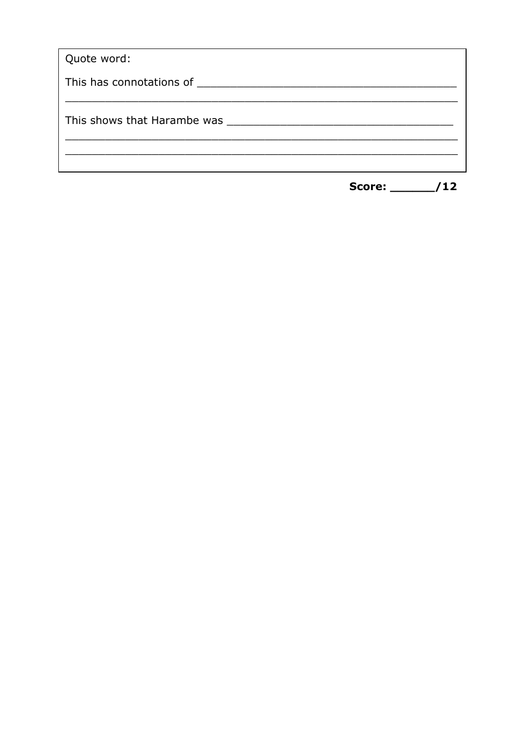Quote word:

This has connotations of ________________________________________
______________________________________________________________

This shows that Harambe was ___________________________________
______________________________________________________________
______________________________________________________________

**Score: ______/12**